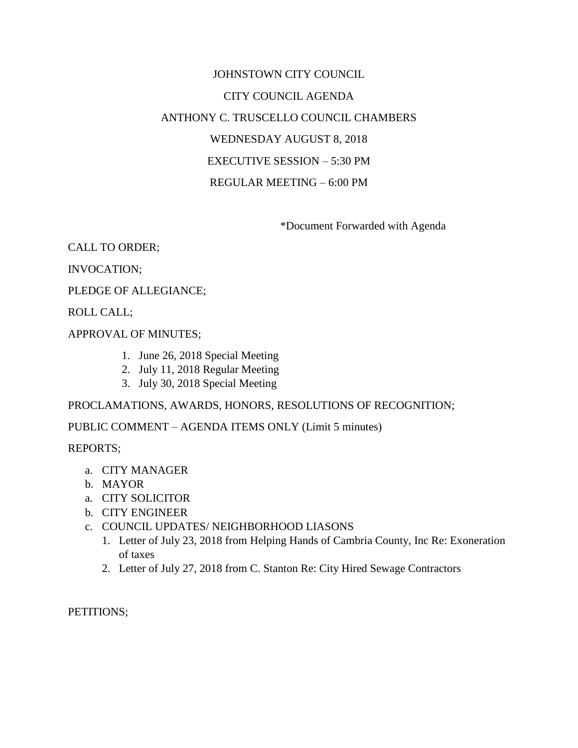# JOHNSTOWN CITY COUNCIL

## CITY COUNCIL AGENDA

## ANTHONY C. TRUSCELLO COUNCIL CHAMBERS

## WEDNESDAY AUGUST 8, 2018

## EXECUTIVE SESSION – 5:30 PM

## REGULAR MEETING – 6:00 PM

*Document Forwarded with Agenda

CALL TO ORDER;

INVOCATION;

PLEDGE OF ALLEGIANCE;

ROLL CALL;

APPROVAL OF MINUTES;

1. June 26, 2018 Special Meeting
2. July 11, 2018 Regular Meeting
3. July 30, 2018 Special Meeting

PROCLAMATIONS, AWARDS, HONORS, RESOLUTIONS OF RECOGNITION;

PUBLIC COMMENT – AGENDA ITEMS ONLY (Limit 5 minutes)

REPORTS;

a. CITY MANAGER
b. MAYOR
a. CITY SOLICITOR
b. CITY ENGINEER
c. COUNCIL UPDATES/ NEIGHBORHOOD LIASONS
   1. Letter of July 23, 2018 from Helping Hands of Cambria County, Inc Re: Exoneration of taxes
   2. Letter of July 27, 2018 from C. Stanton Re: City Hired Sewage Contractors

PETITIONS;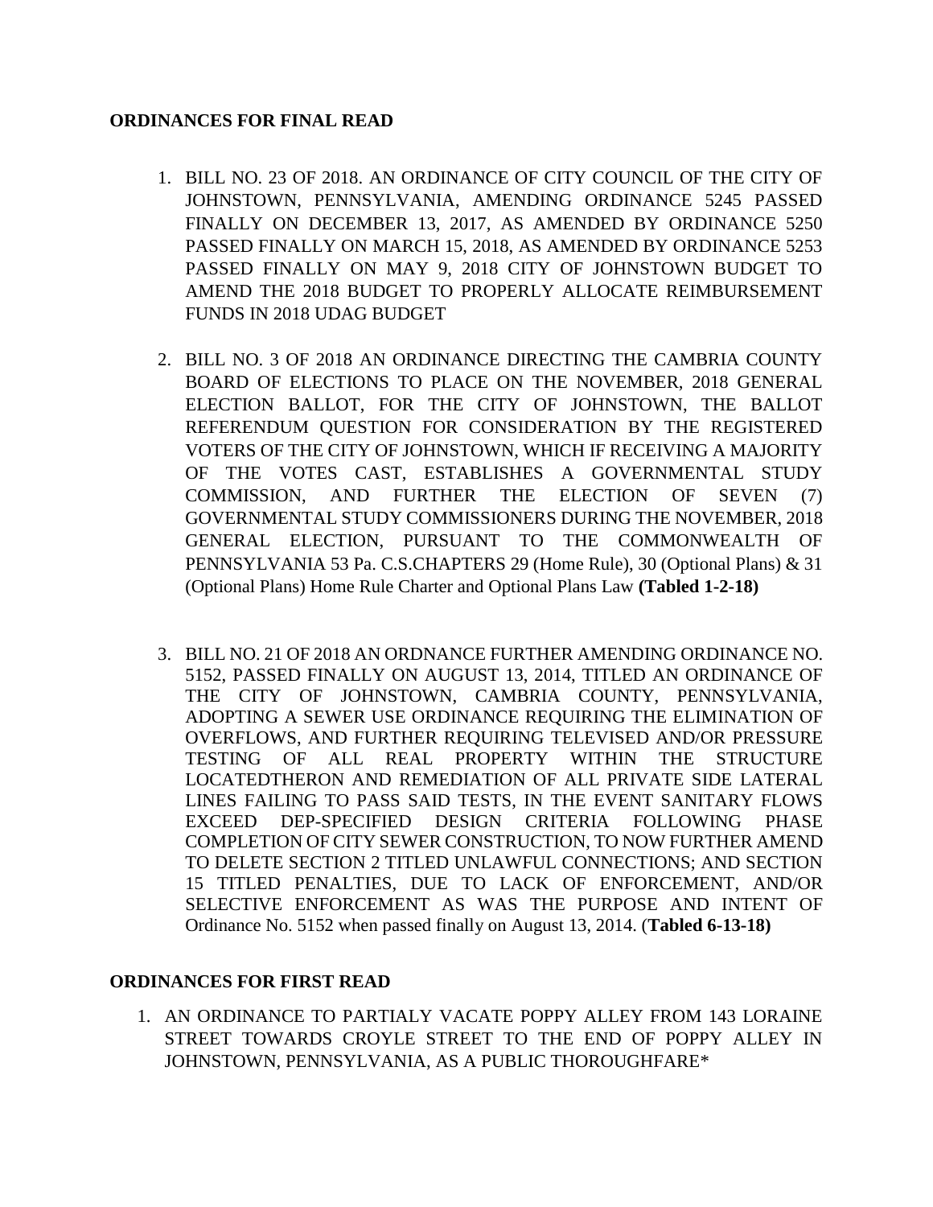**ORDINANCES FOR FINAL READ**

1. BILL NO. 23 OF 2018. AN ORDINANCE OF CITY COUNCIL OF THE CITY OF JOHNSTOWN, PENNSYLVANIA, AMENDING ORDINANCE 5245 PASSED FINALLY ON DECEMBER 13, 2017, AS AMENDED BY ORDINANCE 5250 PASSED FINALLY ON MARCH 15, 2018, AS AMENDED BY ORDINANCE 5253 PASSED FINALLY ON MAY 9, 2018 CITY OF JOHNSTOWN BUDGET TO AMEND THE 2018 BUDGET TO PROPERLY ALLOCATE REIMBURSEMENT FUNDS IN 2018 UDAG BUDGET

2. BILL NO. 3 OF 2018 AN ORDINANCE DIRECTING THE CAMBRIA COUNTY BOARD OF ELECTIONS TO PLACE ON THE NOVEMBER, 2018 GENERAL ELECTION BALLOT, FOR THE CITY OF JOHNSTOWN, THE BALLOT REFERENDUM QUESTION FOR CONSIDERATION BY THE REGISTERED VOTERS OF THE CITY OF JOHNSTOWN, WHICH IF RECEIVING A MAJORITY OF THE VOTES CAST, ESTABLISHES A GOVERNMENTAL STUDY COMMISSION, AND FURTHER THE ELECTION OF SEVEN (7) GOVERNMENTAL STUDY COMMISSIONERS DURING THE NOVEMBER, 2018 GENERAL ELECTION, PURSUANT TO THE COMMONWEALTH OF PENNSYLVANIA 53 Pa. C.S.CHAPTERS 29 (Home Rule), 30 (Optional Plans) & 31 (Optional Plans) Home Rule Charter and Optional Plans Law **(Tabled 1-2-18)**

3. BILL NO. 21 OF 2018 AN ORDNANCE FURTHER AMENDING ORDINANCE NO. 5152, PASSED FINALLY ON AUGUST 13, 2014, TITLED AN ORDINANCE OF THE CITY OF JOHNSTOWN, CAMBRIA COUNTY, PENNSYLVANIA, ADOPTING A SEWER USE ORDINANCE REQUIRING THE ELIMINATION OF OVERFLOWS, AND FURTHER REQUIRING TELEVISED AND/OR PRESSURE TESTING OF ALL REAL PROPERTY WITHIN THE STRUCTURE LOCATEDTHERON AND REMEDIATION OF ALL PRIVATE SIDE LATERAL LINES FAILING TO PASS SAID TESTS, IN THE EVENT SANITARY FLOWS EXCEED DEP-SPECIFIED DESIGN CRITERIA FOLLOWING PHASE COMPLETION OF CITY SEWER CONSTRUCTION, TO NOW FURTHER AMEND TO DELETE SECTION 2 TITLED UNLAWFUL CONNECTIONS; AND SECTION 15 TITLED PENALTIES, DUE TO LACK OF ENFORCEMENT, AND/OR SELECTIVE ENFORCEMENT AS WAS THE PURPOSE AND INTENT OF Ordinance No. 5152 when passed finally on August 13, 2014. (**Tabled 6-13-18)**

**ORDINANCES FOR FIRST READ**

1. AN ORDINANCE TO PARTIALY VACATE POPPY ALLEY FROM 143 LORAINE STREET TOWARDS CROYLE STREET TO THE END OF POPPY ALLEY IN JOHNSTOWN, PENNSYLVANIA, AS A PUBLIC THOROUGHFARE*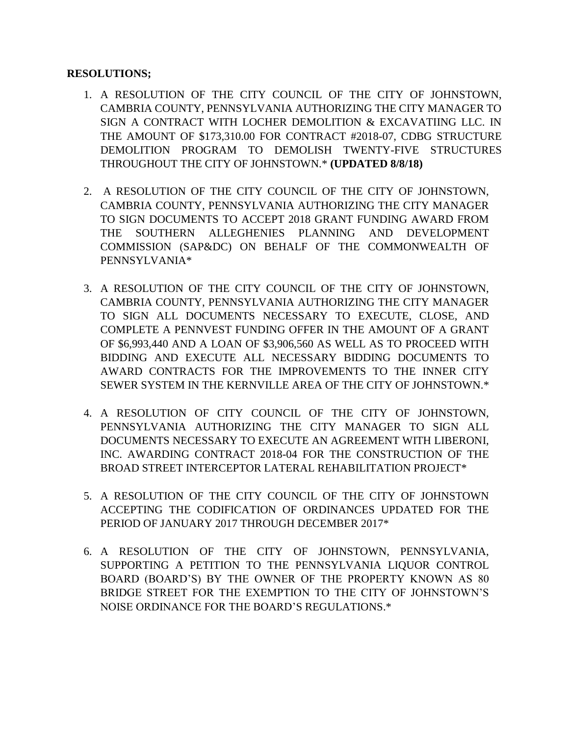**RESOLUTIONS;**

1. A RESOLUTION OF THE CITY COUNCIL OF THE CITY OF JOHNSTOWN, CAMBRIA COUNTY, PENNSYLVANIA AUTHORIZING THE CITY MANAGER TO SIGN A CONTRACT WITH LOCHER DEMOLITION & EXCAVATIING LLC. IN THE AMOUNT OF $173,310.00 FOR CONTRACT #2018-07, CDBG STRUCTURE DEMOLITION PROGRAM TO DEMOLISH TWENTY-FIVE STRUCTURES THROUGHOUT THE CITY OF JOHNSTOWN.* **(UPDATED 8/8/18)**

2. A RESOLUTION OF THE CITY COUNCIL OF THE CITY OF JOHNSTOWN, CAMBRIA COUNTY, PENNSYLVANIA AUTHORIZING THE CITY MANAGER TO SIGN DOCUMENTS TO ACCEPT 2018 GRANT FUNDING AWARD FROM THE SOUTHERN ALLEGHENIES PLANNING AND DEVELOPMENT COMMISSION (SAP&DC) ON BEHALF OF THE COMMONWEALTH OF PENNSYLVANIA*

3. A RESOLUTION OF THE CITY COUNCIL OF THE CITY OF JOHNSTOWN, CAMBRIA COUNTY, PENNSYLVANIA AUTHORIZING THE CITY MANAGER TO SIGN ALL DOCUMENTS NECESSARY TO EXECUTE, CLOSE, AND COMPLETE A PENNVEST FUNDING OFFER IN THE AMOUNT OF A GRANT OF $6,993,440 AND A LOAN OF $3,906,560 AS WELL AS TO PROCEED WITH BIDDING AND EXECUTE ALL NECESSARY BIDDING DOCUMENTS TO AWARD CONTRACTS FOR THE IMPROVEMENTS TO THE INNER CITY SEWER SYSTEM IN THE KERNVILLE AREA OF THE CITY OF JOHNSTOWN.*

4. A RESOLUTION OF CITY COUNCIL OF THE CITY OF JOHNSTOWN, PENNSYLVANIA AUTHORIZING THE CITY MANAGER TO SIGN ALL DOCUMENTS NECESSARY TO EXECUTE AN AGREEMENT WITH LIBERONI, INC. AWARDING CONTRACT 2018-04 FOR THE CONSTRUCTION OF THE BROAD STREET INTERCEPTOR LATERAL REHABILITATION PROJECT*

5. A RESOLUTION OF THE CITY COUNCIL OF THE CITY OF JOHNSTOWN ACCEPTING THE CODIFICATION OF ORDINANCES UPDATED FOR THE PERIOD OF JANUARY 2017 THROUGH DECEMBER 2017*

6. A RESOLUTION OF THE CITY OF JOHNSTOWN, PENNSYLVANIA, SUPPORTING A PETITION TO THE PENNSYLVANIA LIQUOR CONTROL BOARD (BOARD'S) BY THE OWNER OF THE PROPERTY KNOWN AS 80 BRIDGE STREET FOR THE EXEMPTION TO THE CITY OF JOHNSTOWN'S NOISE ORDINANCE FOR THE BOARD'S REGULATIONS.*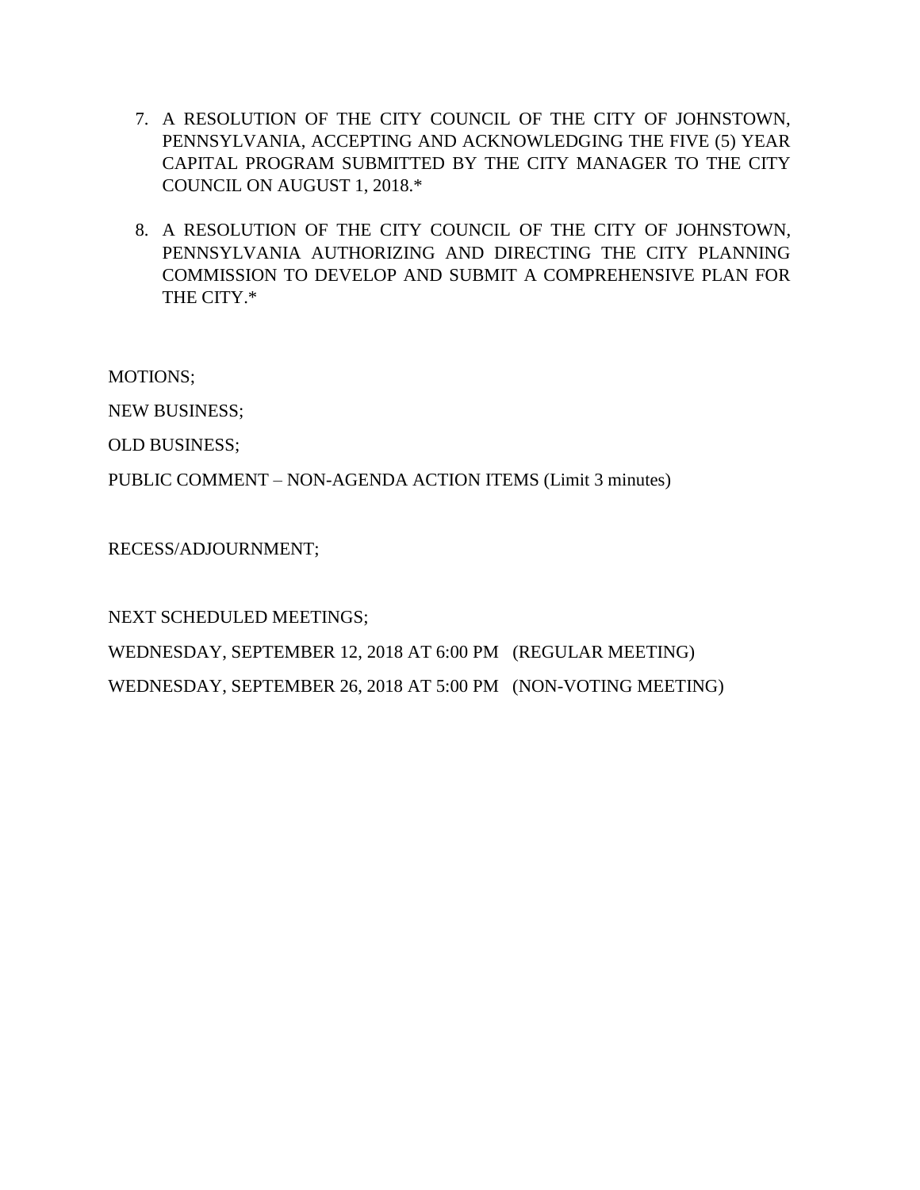7. A RESOLUTION OF THE CITY COUNCIL OF THE CITY OF JOHNSTOWN, PENNSYLVANIA, ACCEPTING AND ACKNOWLEDGING THE FIVE (5) YEAR CAPITAL PROGRAM SUBMITTED BY THE CITY MANAGER TO THE CITY COUNCIL ON AUGUST 1, 2018.*

8. A RESOLUTION OF THE CITY COUNCIL OF THE CITY OF JOHNSTOWN, PENNSYLVANIA AUTHORIZING AND DIRECTING THE CITY PLANNING COMMISSION TO DEVELOP AND SUBMIT A COMPREHENSIVE PLAN FOR THE CITY.*

MOTIONS;

NEW BUSINESS;

OLD BUSINESS;

PUBLIC COMMENT – NON-AGENDA ACTION ITEMS (Limit 3 minutes)

RECESS/ADJOURNMENT;

NEXT SCHEDULED MEETINGS;

WEDNESDAY, SEPTEMBER 12, 2018 AT 6:00 PM (REGULAR MEETING)

WEDNESDAY, SEPTEMBER 26, 2018 AT 5:00 PM (NON-VOTING MEETING)